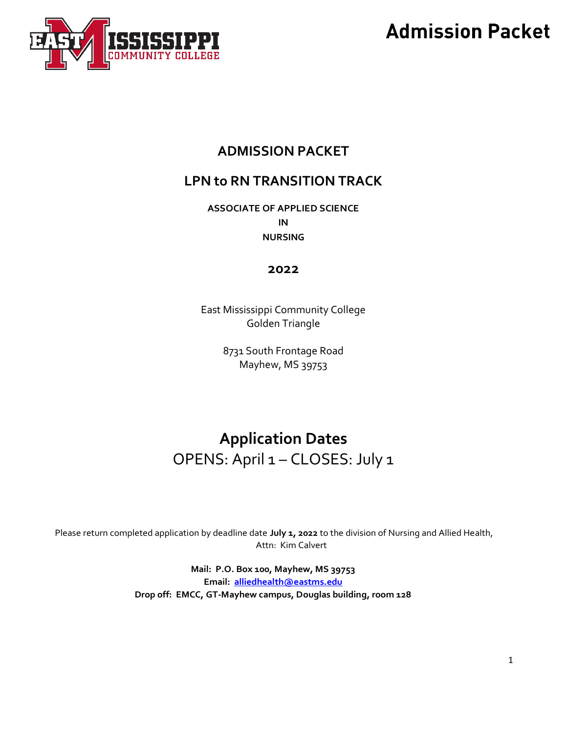# Admission Packet

## ADMISSION PACKET

## LPN to RN TRANSITION TRACK

**ASSOCIATE OF APPLIED SCIENCE**
**IN**
**NURSING**

**2022**

East Mississippi Community College
Golden Triangle

8731 South Frontage Road
Mayhew, MS 39753

## Application Dates

OPENS: April 1 – CLOSES: July 1

Please return completed application by deadline date **July 1, 2022** to the division of Nursing and Allied Health, Attn: Kim Calvert

**Mail: P.O. Box 100, Mayhew, MS 39753**
**Email: alliedhealth@eastms.edu**
**Drop off: EMCC, GT-Mayhew campus, Douglas building, room 128**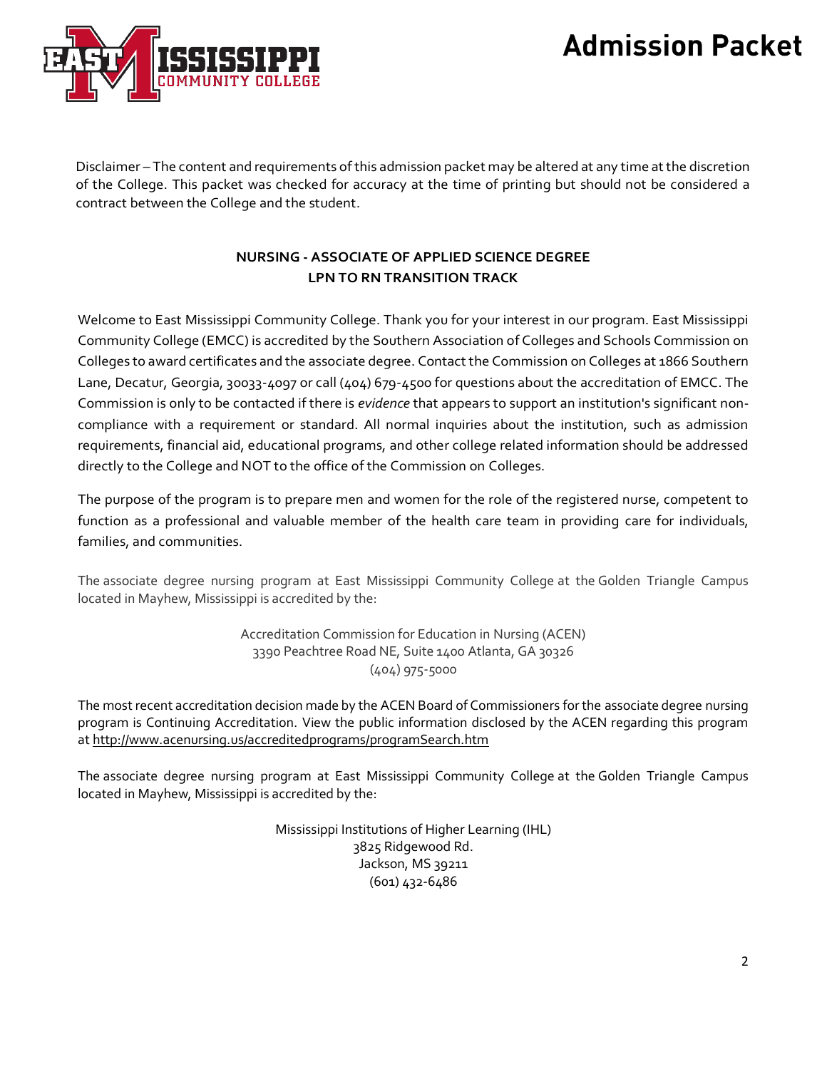Disclaimer – The content and requirements of this admission packet may be altered at any time at the discretion of the College. This packet was checked for accuracy at the time of printing but should not be considered a contract between the College and the student.

**NURSING - ASSOCIATE OF APPLIED SCIENCE DEGREE**
**LPN TO RN TRANSITION TRACK**

Welcome to East Mississippi Community College. Thank you for your interest in our program. East Mississippi Community College (EMCC) is accredited by the Southern Association of Colleges and Schools Commission on Colleges to award certificates and the associate degree. Contact the Commission on Colleges at 1866 Southern Lane, Decatur, Georgia, 30033-4097 or call (404) 679-4500 for questions about the accreditation of EMCC. The Commission is only to be contacted if there is *evidence* that appears to support an institution's significant non-compliance with a requirement or standard. All normal inquiries about the institution, such as admission requirements, financial aid, educational programs, and other college related information should be addressed directly to the College and NOT to the office of the Commission on Colleges.

The purpose of the program is to prepare men and women for the role of the registered nurse, competent to function as a professional and valuable member of the health care team in providing care for individuals, families, and communities.

The associate degree nursing program at East Mississippi Community College at the Golden Triangle Campus located in Mayhew, Mississippi is accredited by the:

Accreditation Commission for Education in Nursing (ACEN)
3390 Peachtree Road NE, Suite 1400 Atlanta, GA 30326
(404) 975-5000

The most recent accreditation decision made by the ACEN Board of Commissioners for the associate degree nursing program is Continuing Accreditation. View the public information disclosed by the ACEN regarding this program at http://www.acenursing.us/accreditedprograms/programSearch.htm

The associate degree nursing program at East Mississippi Community College at the Golden Triangle Campus located in Mayhew, Mississippi is accredited by the:

Mississippi Institutions of Higher Learning (IHL)
3825 Ridgewood Rd.
Jackson, MS 39211
(601) 432-6486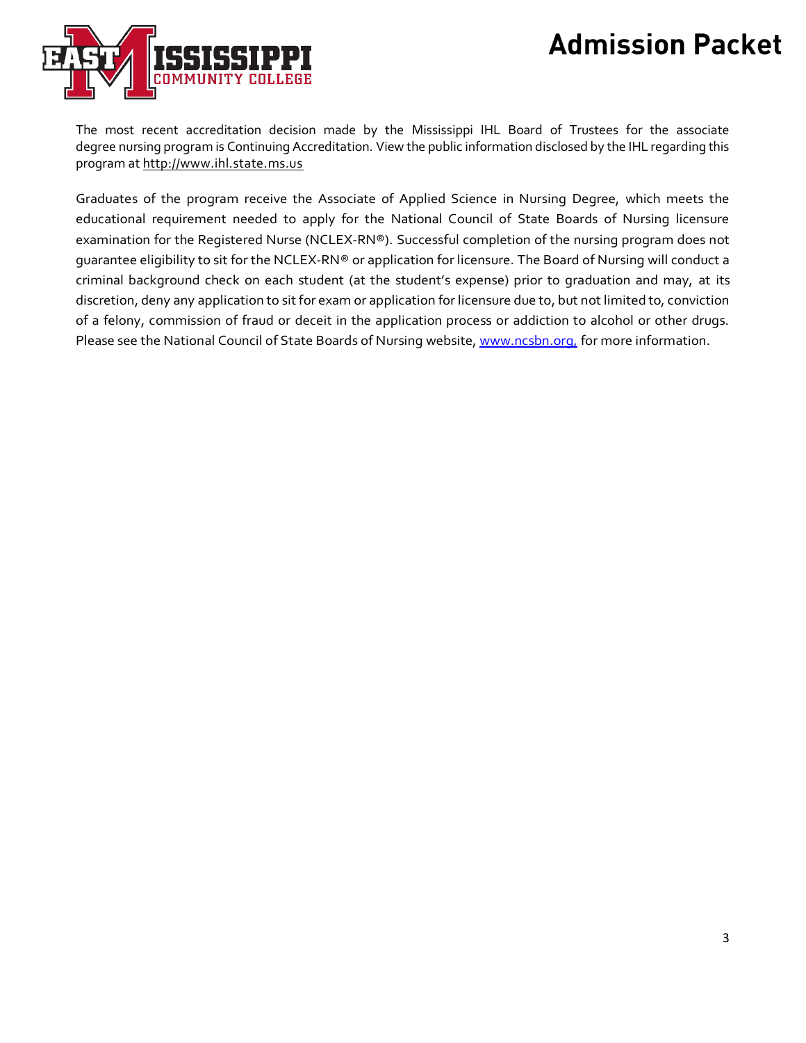The most recent accreditation decision made by the Mississippi IHL Board of Trustees for the associate degree nursing program is Continuing Accreditation. View the public information disclosed by the IHL regarding this program at http://www.ihl.state.ms.us

Graduates of the program receive the Associate of Applied Science in Nursing Degree, which meets the educational requirement needed to apply for the National Council of State Boards of Nursing licensure examination for the Registered Nurse (NCLEX-RN®). Successful completion of the nursing program does not guarantee eligibility to sit for the NCLEX-RN® or application for licensure. The Board of Nursing will conduct a criminal background check on each student (at the student's expense) prior to graduation and may, at its discretion, deny any application to sit for exam or application for licensure due to, but not limited to, conviction of a felony, commission of fraud or deceit in the application process or addiction to alcohol or other drugs. Please see the National Council of State Boards of Nursing website, www.ncsbn.org, for more information.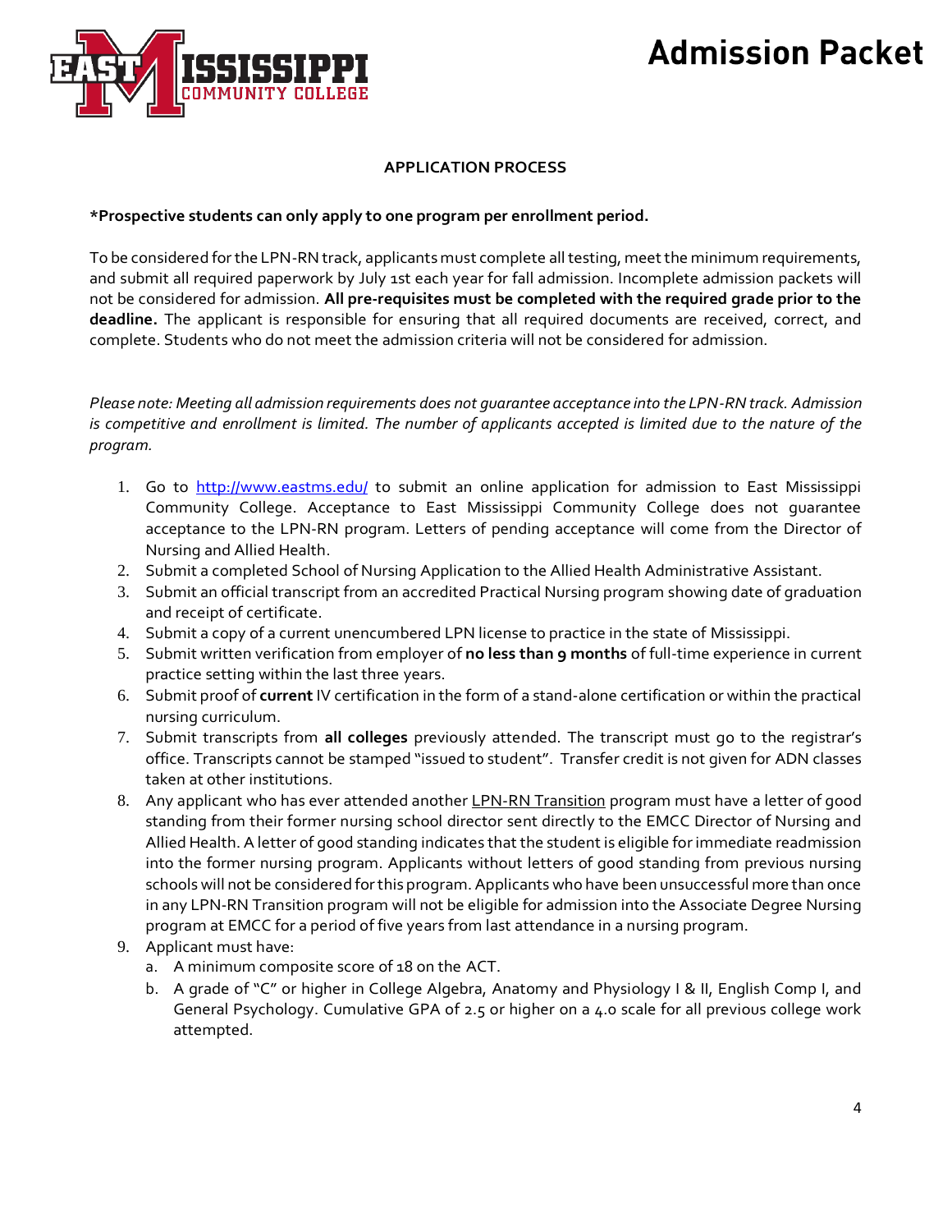## APPLICATION PROCESS

**\*Prospective students can only apply to one program per enrollment period.**

To be considered for the LPN-RN track, applicants must complete all testing, meet the minimum requirements, and submit all required paperwork by July 1st each year for fall admission. Incomplete admission packets will not be considered for admission. **All pre-requisites must be completed with the required grade prior to the deadline.** The applicant is responsible for ensuring that all required documents are received, correct, and complete. Students who do not meet the admission criteria will not be considered for admission.

*Please note: Meeting all admission requirements does not guarantee acceptance into the LPN-RN track. Admission is competitive and enrollment is limited. The number of applicants accepted is limited due to the nature of the program.*

1. Go to http://www.eastms.edu/ to submit an online application for admission to East Mississippi Community College. Acceptance to East Mississippi Community College does not guarantee acceptance to the LPN-RN program. Letters of pending acceptance will come from the Director of Nursing and Allied Health.
2. Submit a completed School of Nursing Application to the Allied Health Administrative Assistant.
3. Submit an official transcript from an accredited Practical Nursing program showing date of graduation and receipt of certificate.
4. Submit a copy of a current unencumbered LPN license to practice in the state of Mississippi.
5. Submit written verification from employer of **no less than 9 months** of full-time experience in current practice setting within the last three years.
6. Submit proof of **current** IV certification in the form of a stand-alone certification or within the practical nursing curriculum.
7. Submit transcripts from **all colleges** previously attended. The transcript must go to the registrar's office. Transcripts cannot be stamped "issued to student". Transfer credit is not given for ADN classes taken at other institutions.
8. Any applicant who has ever attended another LPN-RN Transition program must have a letter of good standing from their former nursing school director sent directly to the EMCC Director of Nursing and Allied Health. A letter of good standing indicates that the student is eligible for immediate readmission into the former nursing program. Applicants without letters of good standing from previous nursing schools will not be considered for this program. Applicants who have been unsuccessful more than once in any LPN-RN Transition program will not be eligible for admission into the Associate Degree Nursing program at EMCC for a period of five years from last attendance in a nursing program.
9. Applicant must have:
   a. A minimum composite score of 18 on the ACT.
   b. A grade of "C" or higher in College Algebra, Anatomy and Physiology I & II, English Comp I, and General Psychology. Cumulative GPA of 2.5 or higher on a 4.0 scale for all previous college work attempted.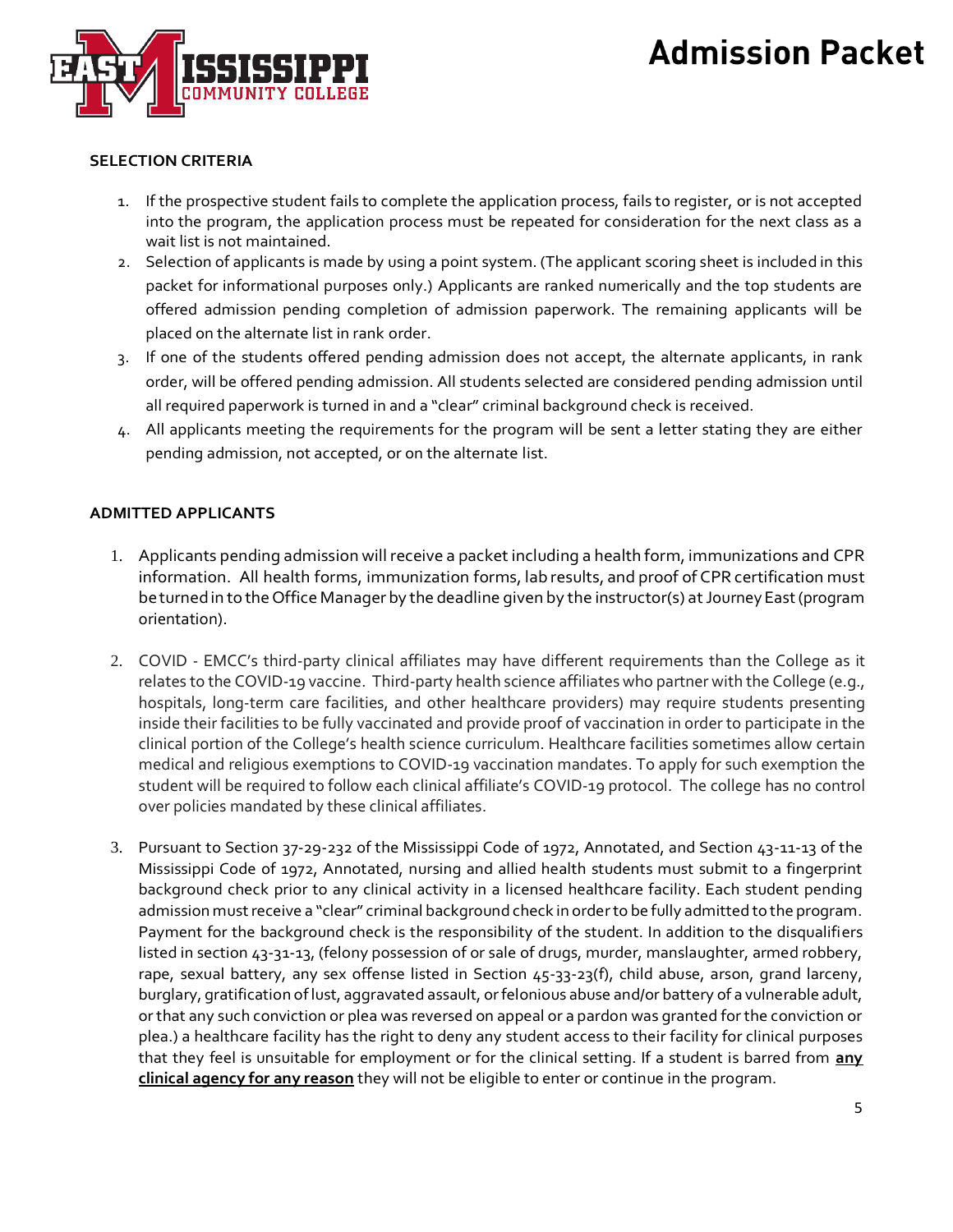## SELECTION CRITERIA

1. If the prospective student fails to complete the application process, fails to register, or is not accepted into the program, the application process must be repeated for consideration for the next class as a wait list is not maintained.
2. Selection of applicants is made by using a point system. (The applicant scoring sheet is included in this packet for informational purposes only.) Applicants are ranked numerically and the top students are offered admission pending completion of admission paperwork. The remaining applicants will be placed on the alternate list in rank order.
3. If one of the students offered pending admission does not accept, the alternate applicants, in rank order, will be offered pending admission. All students selected are considered pending admission until all required paperwork is turned in and a "clear" criminal background check is received.
4. All applicants meeting the requirements for the program will be sent a letter stating they are either pending admission, not accepted, or on the alternate list.

## ADMITTED APPLICANTS

1. Applicants pending admission will receive a packet including a health form, immunizations and CPR information. All health forms, immunization forms, lab results, and proof of CPR certification must be turned in to the Office Manager by the deadline given by the instructor(s) at Journey East (program orientation).

2. COVID - EMCC's third-party clinical affiliates may have different requirements than the College as it relates to the COVID-19 vaccine. Third-party health science affiliates who partner with the College (e.g., hospitals, long-term care facilities, and other healthcare providers) may require students presenting inside their facilities to be fully vaccinated and provide proof of vaccination in order to participate in the clinical portion of the College's health science curriculum. Healthcare facilities sometimes allow certain medical and religious exemptions to COVID-19 vaccination mandates. To apply for such exemption the student will be required to follow each clinical affiliate's COVID-19 protocol. The college has no control over policies mandated by these clinical affiliates.

3. Pursuant to Section 37-29-232 of the Mississippi Code of 1972, Annotated, and Section 43-11-13 of the Mississippi Code of 1972, Annotated, nursing and allied health students must submit to a fingerprint background check prior to any clinical activity in a licensed healthcare facility. Each student pending admission must receive a "clear" criminal background check in order to be fully admitted to the program. Payment for the background check is the responsibility of the student. In addition to the disqualifiers listed in section 43-31-13, (felony possession of or sale of drugs, murder, manslaughter, armed robbery, rape, sexual battery, any sex offense listed in Section 45-33-23(f), child abuse, arson, grand larceny, burglary, gratification of lust, aggravated assault, or felonious abuse and/or battery of a vulnerable adult, or that any such conviction or plea was reversed on appeal or a pardon was granted for the conviction or plea.) a healthcare facility has the right to deny any student access to their facility for clinical purposes that they feel is unsuitable for employment or for the clinical setting. If a student is barred from **<u>any clinical agency for any reason</u>** they will not be eligible to enter or continue in the program.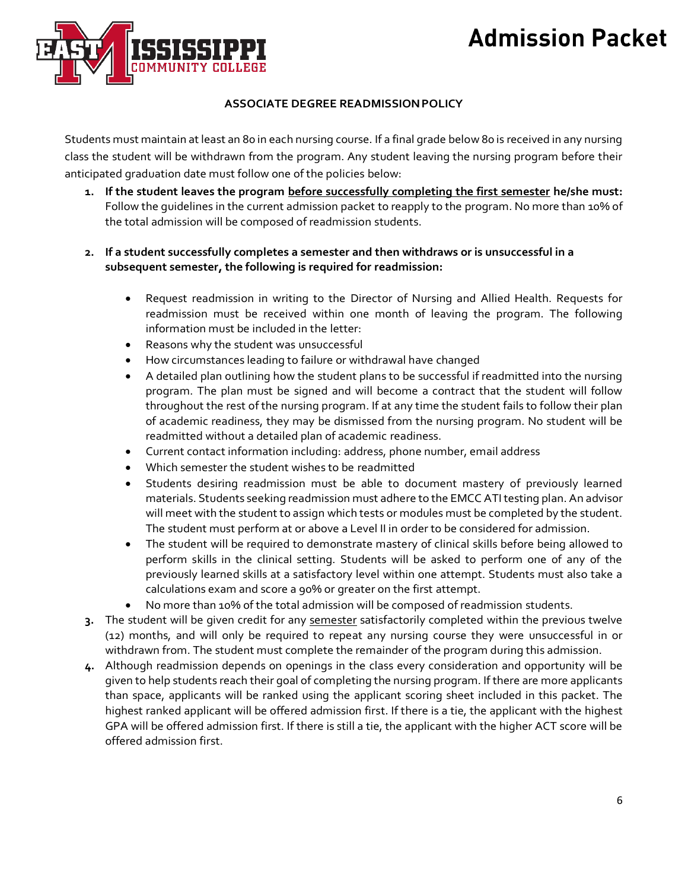## ASSOCIATE DEGREE READMISSION POLICY

Students must maintain at least an 80 in each nursing course. If a final grade below 80 is received in any nursing class the student will be withdrawn from the program. Any student leaving the nursing program before their anticipated graduation date must follow one of the policies below:

1. **If the student leaves the program <u>before successfully completing the first semester</u> he/she must:** Follow the guidelines in the current admission packet to reapply to the program. No more than 10% of the total admission will be composed of readmission students.

2. **If a student successfully completes a semester and then withdraws or is unsuccessful in a subsequent semester, the following is required for readmission:**

    - Request readmission in writing to the Director of Nursing and Allied Health. Requests for readmission must be received within one month of leaving the program. The following information must be included in the letter:
    - Reasons why the student was unsuccessful
    - How circumstances leading to failure or withdrawal have changed
    - A detailed plan outlining how the student plans to be successful if readmitted into the nursing program. The plan must be signed and will become a contract that the student will follow throughout the rest of the nursing program. If at any time the student fails to follow their plan of academic readiness, they may be dismissed from the nursing program. No student will be readmitted without a detailed plan of academic readiness.
    - Current contact information including: address, phone number, email address
    - Which semester the student wishes to be readmitted
    - Students desiring readmission must be able to document mastery of previously learned materials. Students seeking readmission must adhere to the EMCC ATI testing plan. An advisor will meet with the student to assign which tests or modules must be completed by the student. The student must perform at or above a Level II in order to be considered for admission.
    - The student will be required to demonstrate mastery of clinical skills before being allowed to perform skills in the clinical setting. Students will be asked to perform one of any of the previously learned skills at a satisfactory level within one attempt. Students must also take a calculations exam and score a 90% or greater on the first attempt.
    - No more than 10% of the total admission will be composed of readmission students.

3. The student will be given credit for any <u>semester</u> satisfactorily completed within the previous twelve (12) months, and will only be required to repeat any nursing course they were unsuccessful in or withdrawn from. The student must complete the remainder of the program during this admission.

4. Although readmission depends on openings in the class every consideration and opportunity will be given to help students reach their goal of completing the nursing program. If there are more applicants than space, applicants will be ranked using the applicant scoring sheet included in this packet. The highest ranked applicant will be offered admission first. If there is a tie, the applicant with the highest GPA will be offered admission first. If there is still a tie, the applicant with the higher ACT score will be offered admission first.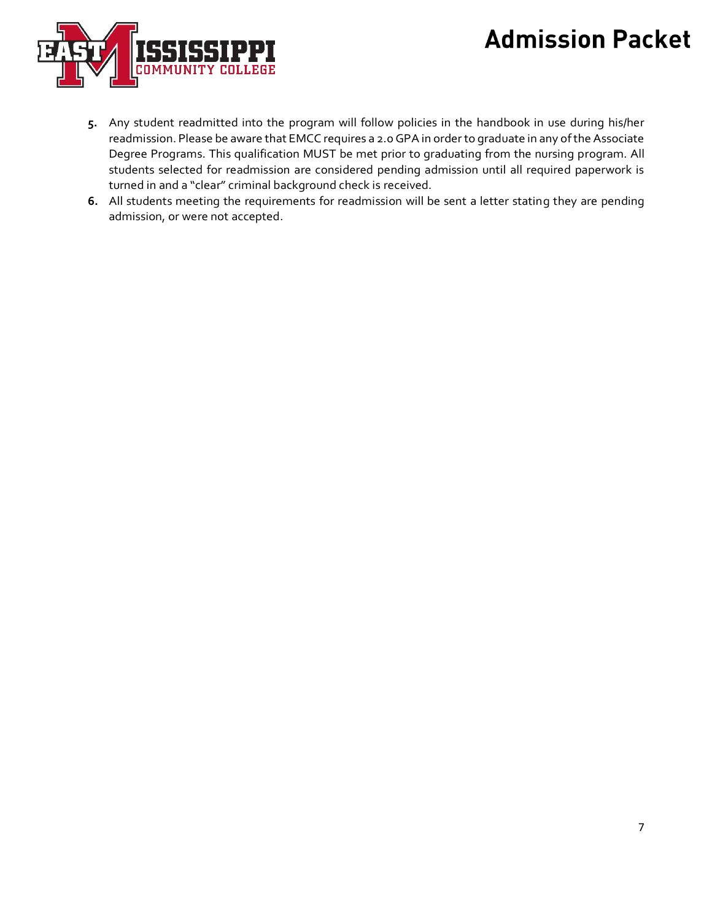5. Any student readmitted into the program will follow policies in the handbook in use during his/her readmission. Please be aware that EMCC requires a 2.0 GPA in order to graduate in any of the Associate Degree Programs. This qualification MUST be met prior to graduating from the nursing program. All students selected for readmission are considered pending admission until all required paperwork is turned in and a "clear" criminal background check is received.
6. All students meeting the requirements for readmission will be sent a letter stating they are pending admission, or were not accepted.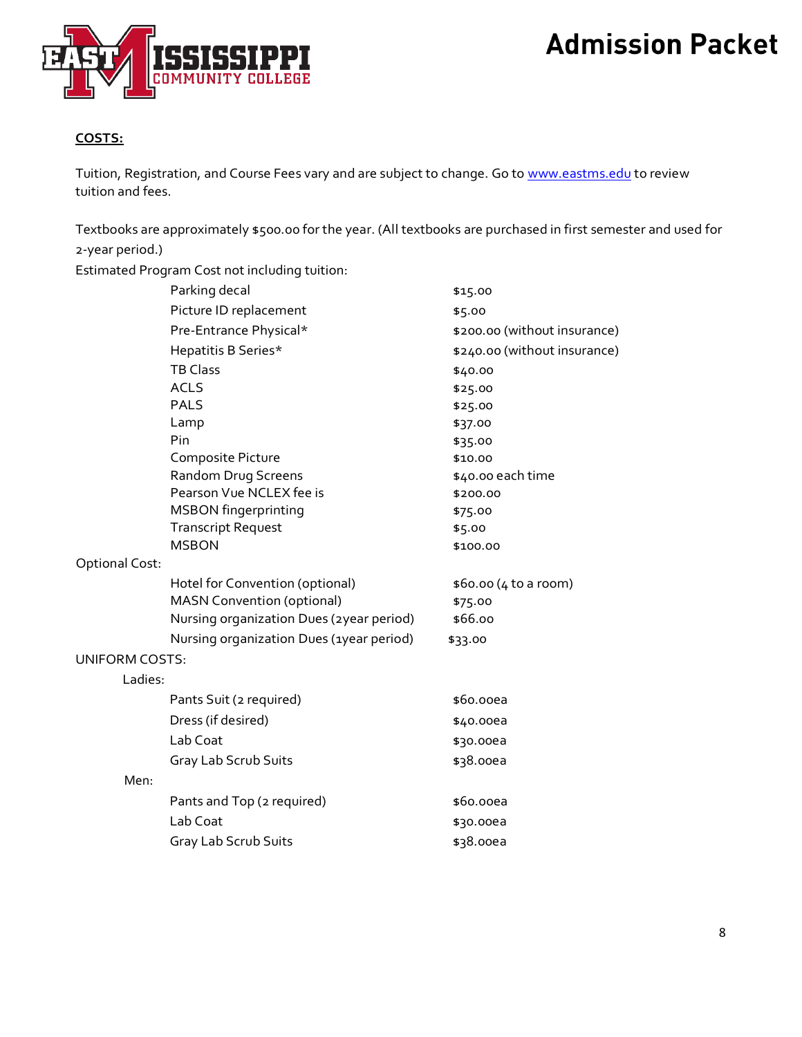**COSTS:**

Tuition, Registration, and Course Fees vary and are subject to change. Go to www.eastms.edu to review tuition and fees.

Textbooks are approximately $500.00 for the year. (All textbooks are purchased in first semester and used for 2-year period.)

Estimated Program Cost not including tuition:

| Item | Cost |
|---|---|
| Parking decal | $15.00 |
| Picture ID replacement | $5.00 |
| Pre-Entrance Physical* | $200.00 (without insurance) |
| Hepatitis B Series* | $240.00 (without insurance) |
| TB Class | $40.00 |
| ACLS | $25.00 |
| PALS | $25.00 |
| Lamp | $37.00 |
| Pin | $35.00 |
| Composite Picture | $10.00 |
| Random Drug Screens | $40.00 each time |
| Pearson Vue NCLEX fee is | $200.00 |
| MSBON fingerprinting | $75.00 |
| Transcript Request | $5.00 |
| MSBON | $100.00 |

Optional Cost:

| Item | Cost |
|---|---|
| Hotel for Convention (optional) | $60.00 (4 to a room) |
| MASN Convention (optional) | $75.00 |
| Nursing organization Dues (2year period) | $66.00 |
| Nursing organization Dues (1year period) | $33.00 |

UNIFORM COSTS:

Ladies:

| Item | Cost |
|---|---|
| Pants Suit (2 required) | $60.00ea |
| Dress (if desired) | $40.00ea |
| Lab Coat | $30.00ea |
| Gray Lab Scrub Suits | $38.00ea |

Men:

| Item | Cost |
|---|---|
| Pants and Top (2 required) | $60.00ea |
| Lab Coat | $30.00ea |
| Gray Lab Scrub Suits | $38.00ea |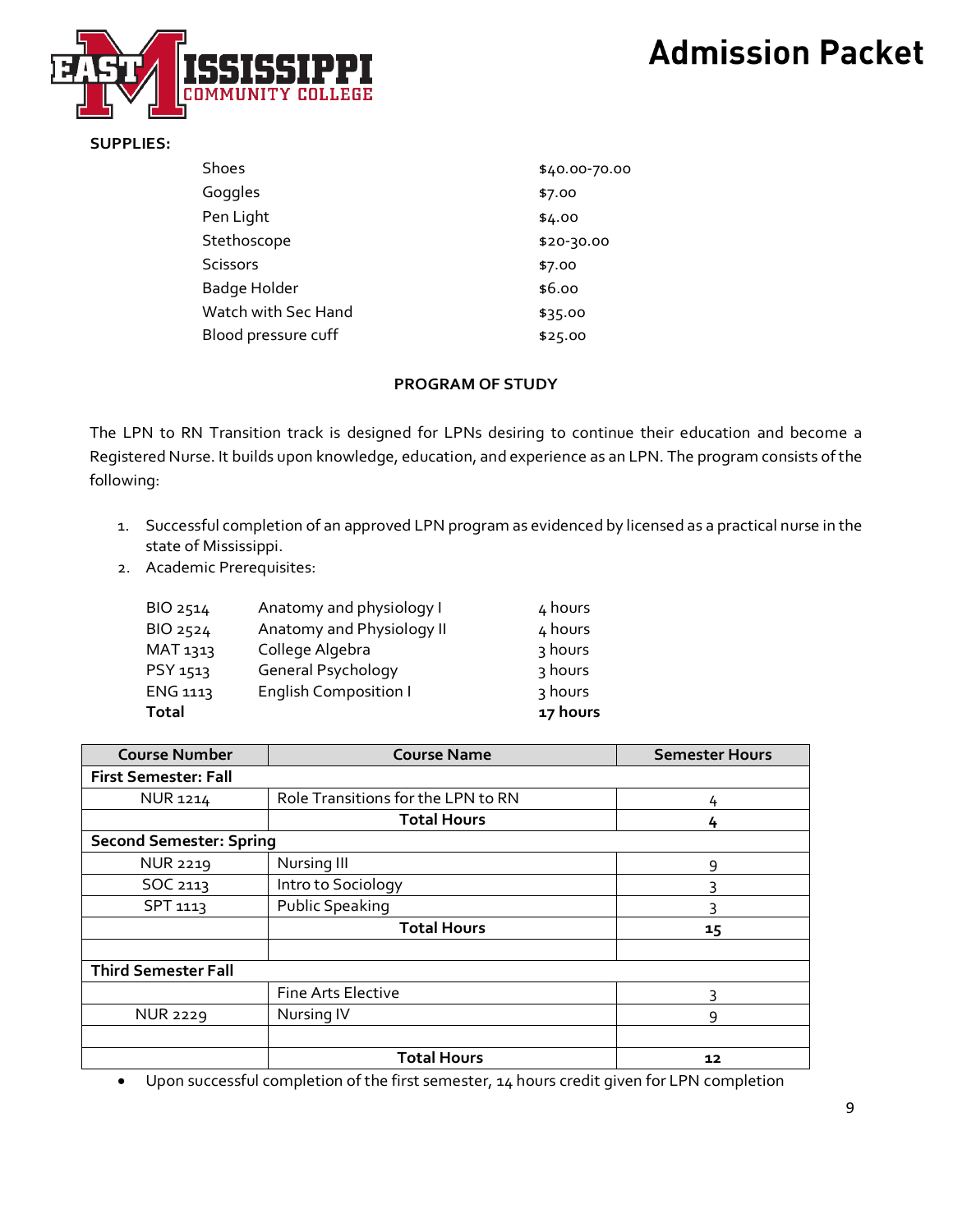**SUPPLIES:**

| | |
|---|---|
| Shoes | $40.00-70.00 |
| Goggles | $7.00 |
| Pen Light | $4.00 |
| Stethoscope | $20-30.00 |
| Scissors | $7.00 |
| Badge Holder | $6.00 |
| Watch with Sec Hand | $35.00 |
| Blood pressure cuff | $25.00 |

**PROGRAM OF STUDY**

The LPN to RN Transition track is designed for LPNs desiring to continue their education and become a Registered Nurse. It builds upon knowledge, education, and experience as an LPN. The program consists of the following:

1. Successful completion of an approved LPN program as evidenced by licensed as a practical nurse in the state of Mississippi.
2. Academic Prerequisites:

| | | |
|---|---|---|
| BIO 2514 | Anatomy and physiology I | 4 hours |
| BIO 2524 | Anatomy and Physiology II | 4 hours |
| MAT 1313 | College Algebra | 3 hours |
| PSY 1513 | General Psychology | 3 hours |
| ENG 1113 | English Composition I | 3 hours |
| **Total** | | **17 hours** |

| Course Number | Course Name | Semester Hours |
|---|---|---|
| **First Semester: Fall** | | |
| NUR 1214 | Role Transitions for the LPN to RN | 4 |
| | **Total Hours** | **4** |
| **Second Semester: Spring** | | |
| NUR 2219 | Nursing III | 9 |
| SOC 2113 | Intro to Sociology | 3 |
| SPT 1113 | Public Speaking | 3 |
| | **Total Hours** | **15** |
| | | |
| **Third Semester Fall** | | |
| | Fine Arts Elective | 3 |
| NUR 2229 | Nursing IV | 9 |
| | | |
| | **Total Hours** | **12** |

- Upon successful completion of the first semester, 14 hours credit given for LPN completion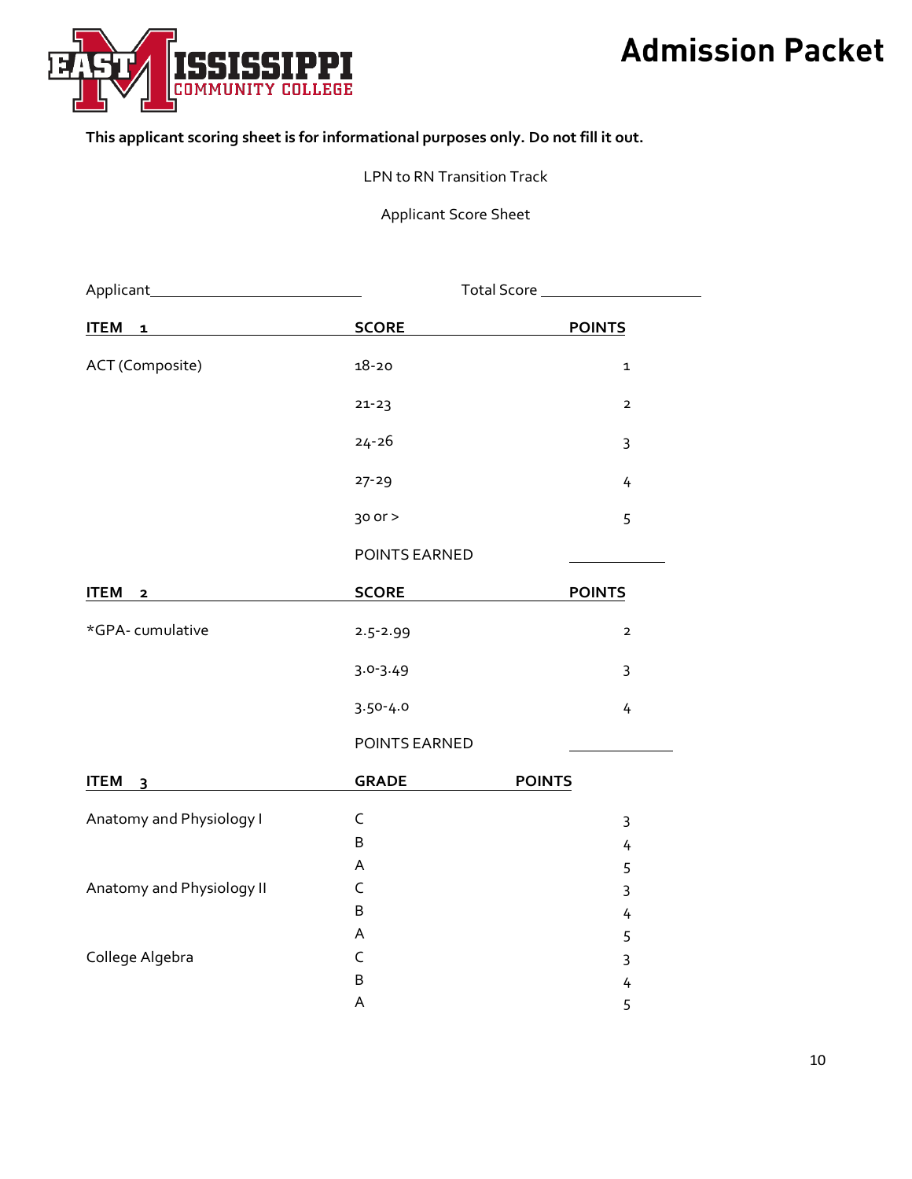**This applicant scoring sheet is for informational purposes only. Do not fill it out.**

LPN to RN Transition Track

Applicant Score Sheet

Applicant\_\_\_\_\_\_\_\_\_\_\_\_\_\_\_\_\_\_\_\_\_\_\_\_\_ Total Score \_\_\_\_\_\_\_\_\_\_\_\_\_\_\_\_\_\_\_\_

| ITEM 1 | SCORE | POINTS |
|---|---|---|
| ACT (Composite) | 18-20 | 1 |
| | 21-23 | 2 |
| | 24-26 | 3 |
| | 27-29 | 4 |
| | 30 or > | 5 |
| | POINTS EARNED | \_\_\_\_\_\_\_\_\_\_ |

| ITEM 2 | SCORE | POINTS |
|---|---|---|
| *GPA- cumulative | 2.5-2.99 | 2 |
| | 3.0-3.49 | 3 |
| | 3.50-4.0 | 4 |
| | POINTS EARNED | \_\_\_\_\_\_\_\_\_\_ |

| ITEM 3 | GRADE | POINTS |
|---|---|---|
| Anatomy and Physiology I | C | 3 |
| | B | 4 |
| | A | 5 |
| Anatomy and Physiology II | C | 3 |
| | B | 4 |
| | A | 5 |
| College Algebra | C | 3 |
| | B | 4 |
| | A | 5 |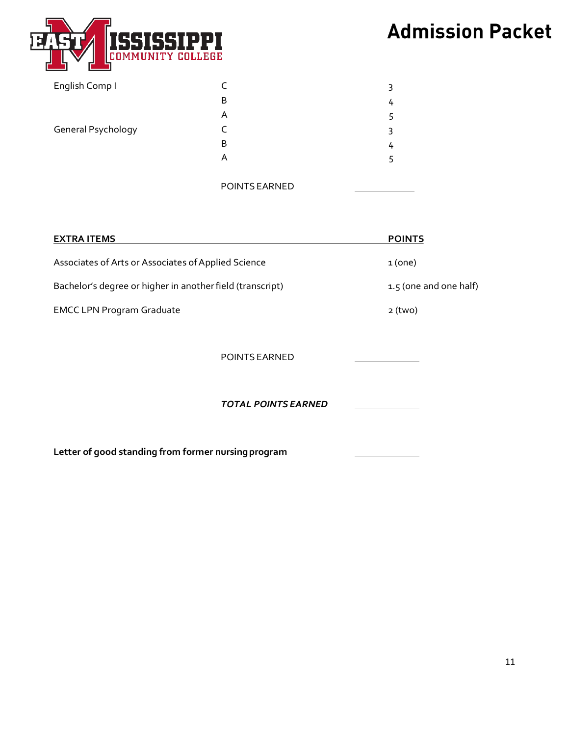| | | |
|---|---|---|
| English Comp I | C | 3 |
| | B | 4 |
| | A | 5 |
| General Psychology | C | 3 |
| | B | 4 |
| | A | 5 |

POINTS EARNED ____________

| EXTRA ITEMS | POINTS |
|---|---|
| Associates of Arts or Associates of Applied Science | 1 (one) |
| Bachelor's degree or higher in another field (transcript) | 1.5 (one and one half) |
| EMCC LPN Program Graduate | 2 (two) |

POINTS EARNED ____________

*TOTAL POINTS EARNED* ____________

**Letter of good standing from former nursing program** ____________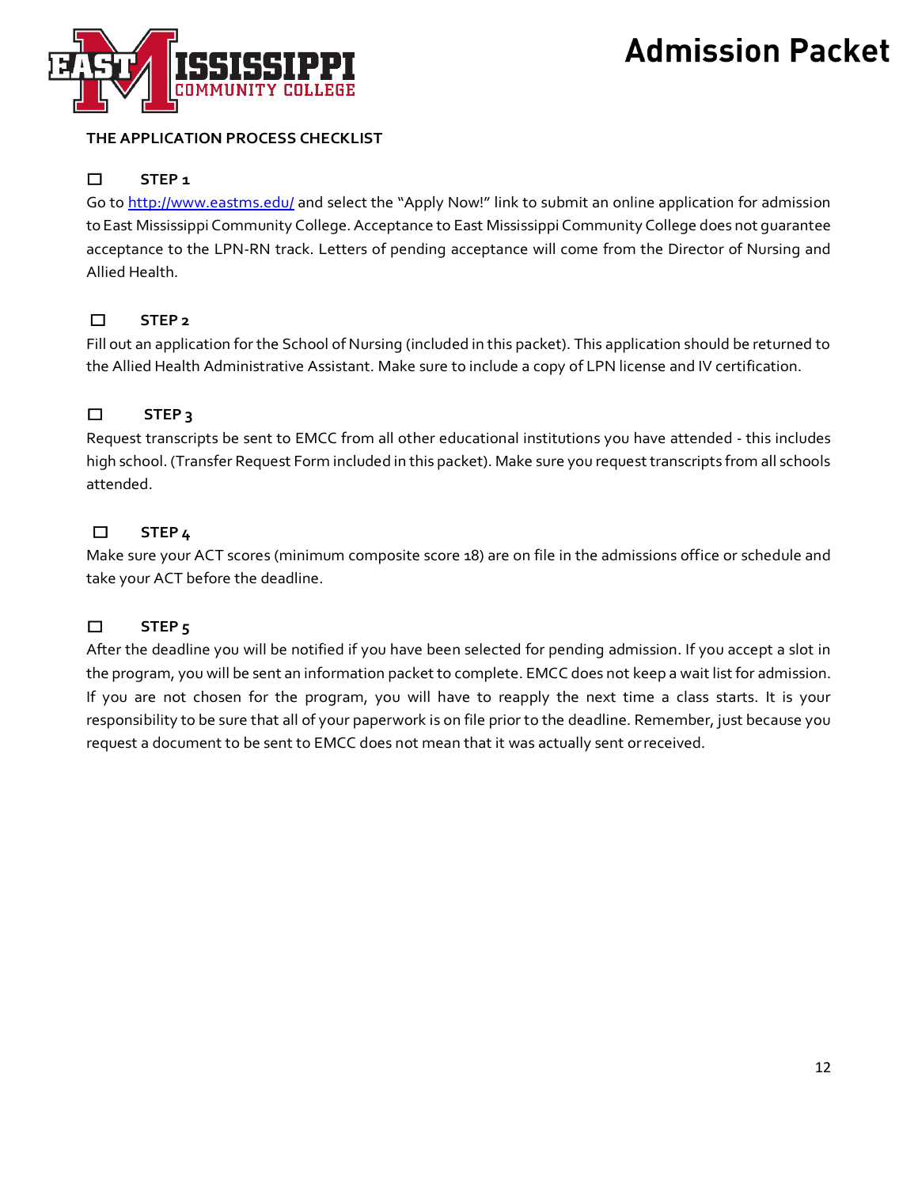# Admission Packet

## THE APPLICATION PROCESS CHECKLIST

☐ **STEP 1**

Go to [http://www.eastms.edu/](http://www.eastms.edu/) and select the "Apply Now!" link to submit an online application for admission to East Mississippi Community College. Acceptance to East Mississippi Community College does not guarantee acceptance to the LPN-RN track. Letters of pending acceptance will come from the Director of Nursing and Allied Health.

☐ **STEP 2**

Fill out an application for the School of Nursing (included in this packet). This application should be returned to the Allied Health Administrative Assistant. Make sure to include a copy of LPN license and IV certification.

☐ **STEP 3**

Request transcripts be sent to EMCC from all other educational institutions you have attended - this includes high school. (Transfer Request Form included in this packet). Make sure you request transcripts from all schools attended.

☐ **STEP 4**

Make sure your ACT scores (minimum composite score 18) are on file in the admissions office or schedule and take your ACT before the deadline.

☐ **STEP 5**

After the deadline you will be notified if you have been selected for pending admission. If you accept a slot in the program, you will be sent an information packet to complete. EMCC does not keep a wait list for admission. If you are not chosen for the program, you will have to reapply the next time a class starts. It is your responsibility to be sure that all of your paperwork is on file prior to the deadline. Remember, just because you request a document to be sent to EMCC does not mean that it was actually sent or received.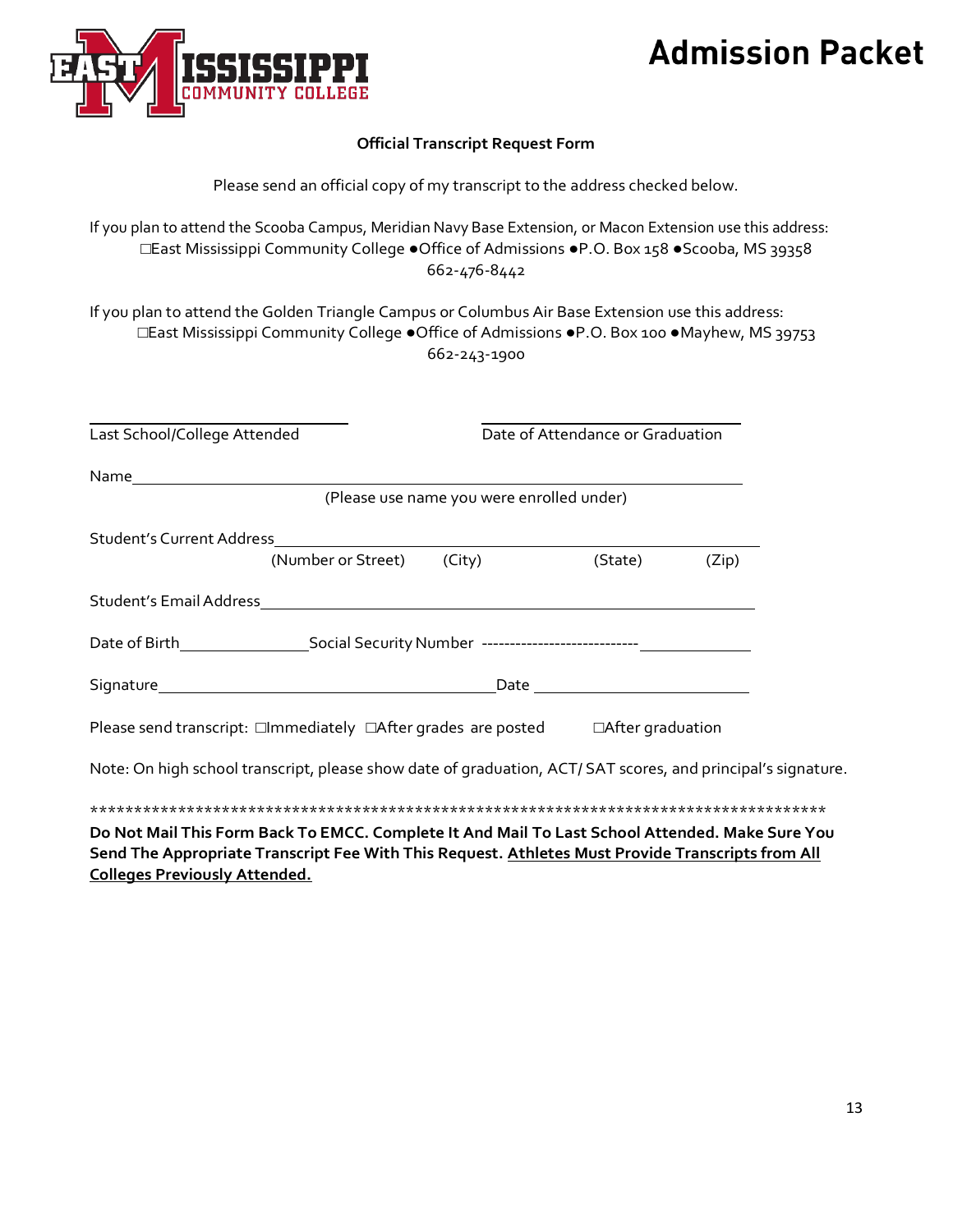# Admission Packet

**Official Transcript Request Form**

Please send an official copy of my transcript to the address checked below.

If you plan to attend the Scooba Campus, Meridian Navy Base Extension, or Macon Extension use this address:

☐East Mississippi Community College ●Office of Admissions ●P.O. Box 158 ●Scooba, MS 39358
662-476-8442

If you plan to attend the Golden Triangle Campus or Columbus Air Base Extension use this address:

☐East Mississippi Community College ●Office of Admissions ●P.O. Box 100 ●Mayhew, MS 39753
662-243-1900

______________________________ ______________________________
Last School/College Attended Date of Attendance or Graduation

Name______________________________________________________________
(Please use name you were enrolled under)

Student's Current Address__________________________________________________
(Number or Street) (City) (State) (Zip)

Student's Email Address___________________________________________________

Date of Birth_______________Social Security Number ---------------------------_____________

Signature________________________________________Date _________________________

Please send transcript: ☐Immediately ☐After grades are posted ☐After graduation

Note: On high school transcript, please show date of graduation, ACT/ SAT scores, and principal's signature.

*************************************************************************************

**Do Not Mail This Form Back To EMCC. Complete It And Mail To Last School Attended. Make Sure You Send The Appropriate Transcript Fee With This Request. <u>Athletes Must Provide Transcripts from All Colleges Previously Attended.</u>**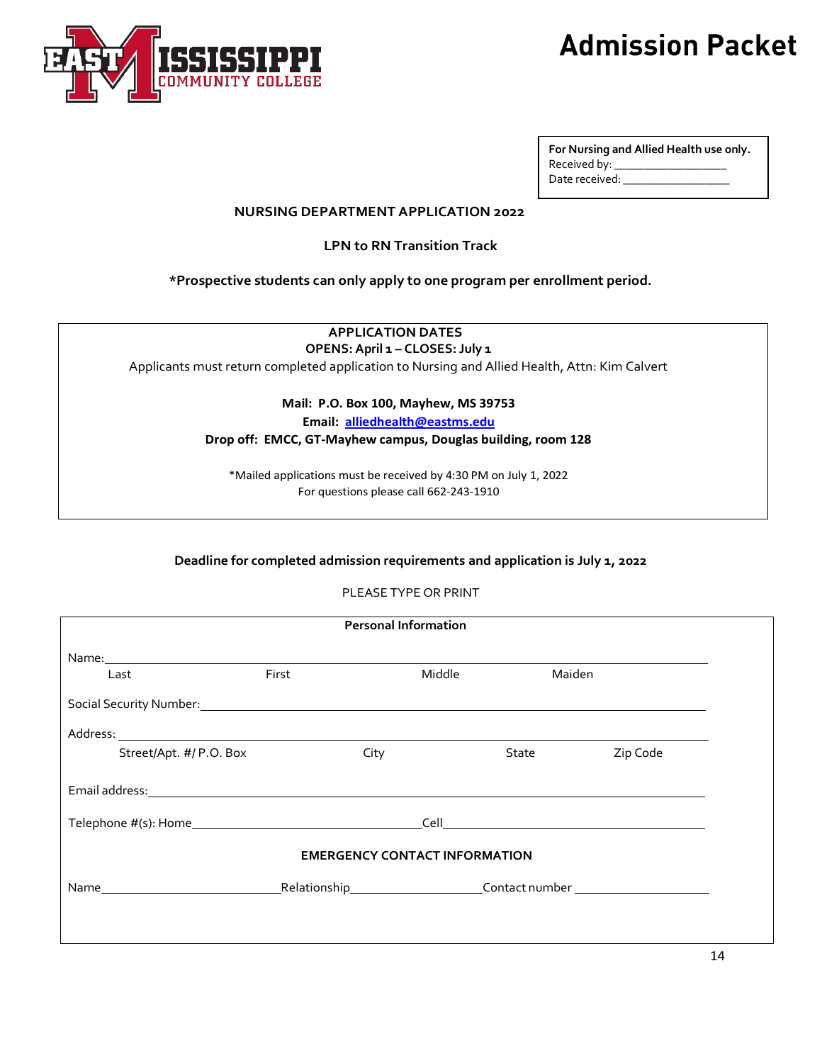# Admission Packet

**For Nursing and Allied Health use only.**
Received by: ____________________
Date received: __________________

**NURSING DEPARTMENT APPLICATION 2022**

**LPN to RN Transition Track**

**\*Prospective students can only apply to one program per enrollment period.**

**APPLICATION DATES**
**OPENS: April 1 – CLOSES: July 1**
Applicants must return completed application to Nursing and Allied Health, Attn: Kim Calvert

**Mail: P.O. Box 100, Mayhew, MS 39753**
**Email: alliedhealth@eastms.edu**
**Drop off: EMCC, GT-Mayhew campus, Douglas building, room 128**

\*Mailed applications must be received by 4:30 PM on July 1, 2022
For questions please call 662-243-1910

**Deadline for completed admission requirements and application is July 1, 2022**

PLEASE TYPE OR PRINT

**Personal Information**

Name: ______________________________________________________________
Last First Middle Maiden

Social Security Number: ______________________________________________

Address: ____________________________________________________________
Street/Apt. #/ P.O. Box City State Zip Code

Email address: _______________________________________________________

Telephone #(s): Home ______________________ Cell ______________________

**EMERGENCY CONTACT INFORMATION**

Name ____________________ Relationship ______________ Contact number ______________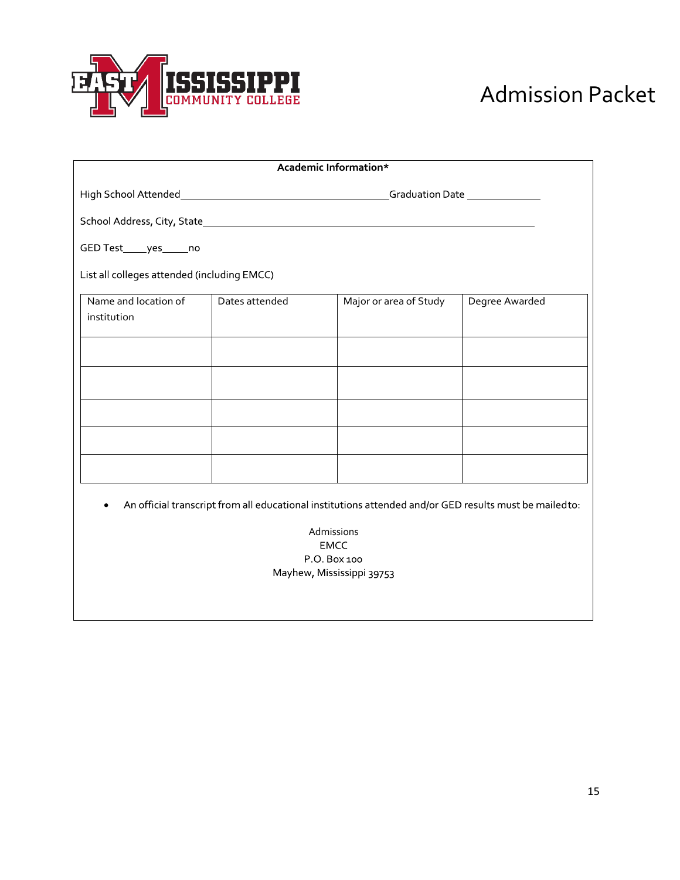# Admission Packet

**Academic Information***

High School Attended_________________________________________Graduation Date _______________

School Address, City, State_________________________________________________________________

GED Test_____yes______no

List all colleges attended (including EMCC)

| Name and location of institution | Dates attended | Major or area of Study | Degree Awarded |
|---|---|---|---|
| | | | |
| | | | |
| | | | |
| | | | |
| | | | |

- An official transcript from all educational institutions attended and/or GED results must be mailed to:

Admissions
EMCC
P.O. Box 100
Mayhew, Mississippi 39753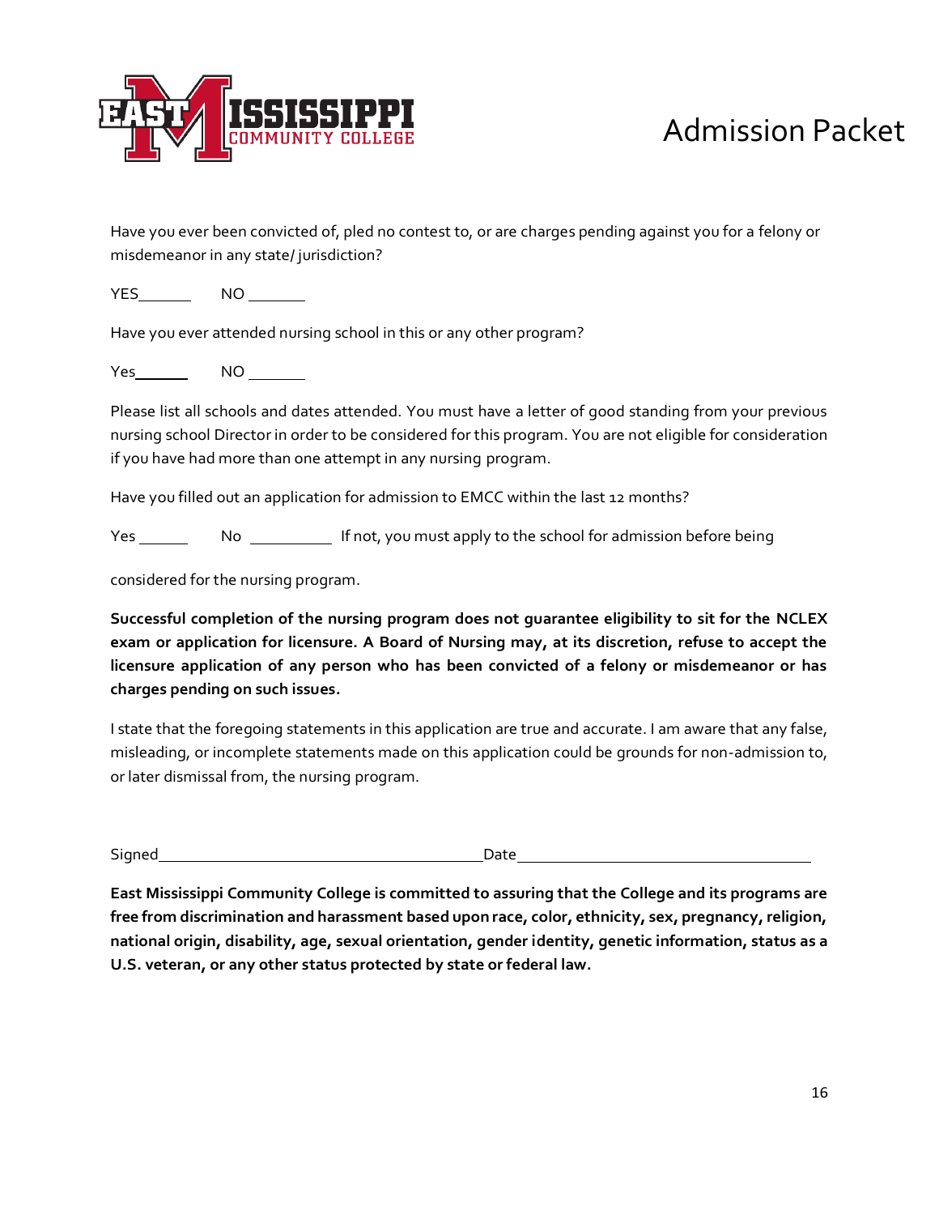Have you ever been convicted of, pled no contest to, or are charges pending against you for a felony or misdemeanor in any state/ jurisdiction?

YES_______ NO _______

Have you ever attended nursing school in this or any other program?

Yes_______ NO _______

Please list all schools and dates attended. You must have a letter of good standing from your previous nursing school Director in order to be considered for this program. You are not eligible for consideration if you have had more than one attempt in any nursing program.

Have you filled out an application for admission to EMCC within the last 12 months?

Yes _______ No __________ If not, you must apply to the school for admission before being considered for the nursing program.

**Successful completion of the nursing program does not guarantee eligibility to sit for the NCLEX exam or application for licensure. A Board of Nursing may, at its discretion, refuse to accept the licensure application of any person who has been convicted of a felony or misdemeanor or has charges pending on such issues.**

I state that the foregoing statements in this application are true and accurate. I am aware that any false, misleading, or incomplete statements made on this application could be grounds for non-admission to, or later dismissal from, the nursing program.

Signed_______________________________________ Date____________________________________

**East Mississippi Community College is committed to assuring that the College and its programs are free from discrimination and harassment based upon race, color, ethnicity, sex, pregnancy, religion, national origin, disability, age, sexual orientation, gender identity, genetic information, status as a U.S. veteran, or any other status protected by state or federal law.**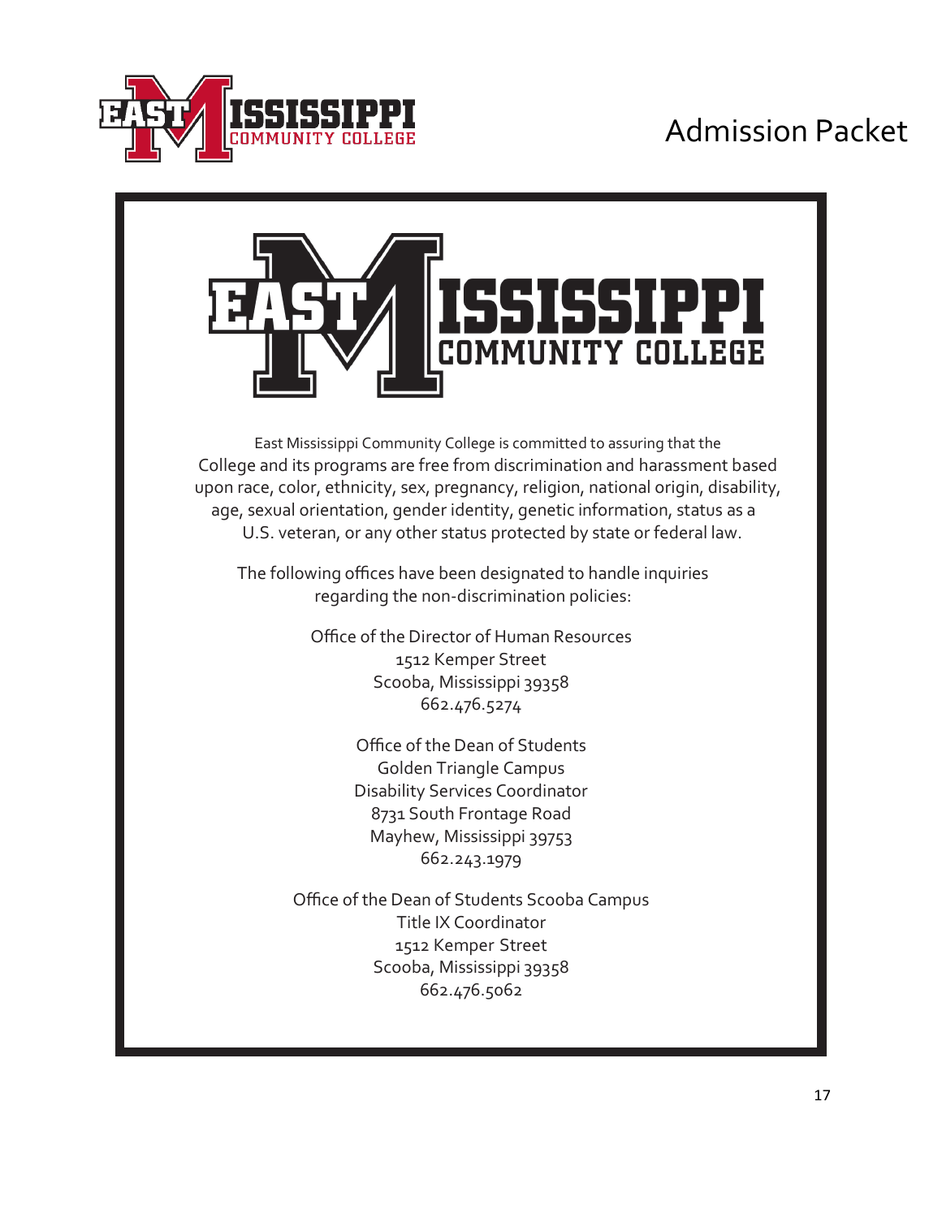# Admission Packet

East Mississippi Community College is committed to assuring that the College and its programs are free from discrimination and harassment based upon race, color, ethnicity, sex, pregnancy, religion, national origin, disability, age, sexual orientation, gender identity, genetic information, status as a U.S. veteran, or any other status protected by state or federal law.

The following offices have been designated to handle inquiries regarding the non-discrimination policies:

Office of the Director of Human Resources
1512 Kemper Street
Scooba, Mississippi 39358
662.476.5274

Office of the Dean of Students
Golden Triangle Campus
Disability Services Coordinator
8731 South Frontage Road
Mayhew, Mississippi 39753
662.243.1979

Office of the Dean of Students Scooba Campus
Title IX Coordinator
1512 Kemper Street
Scooba, Mississippi 39358
662.476.5062